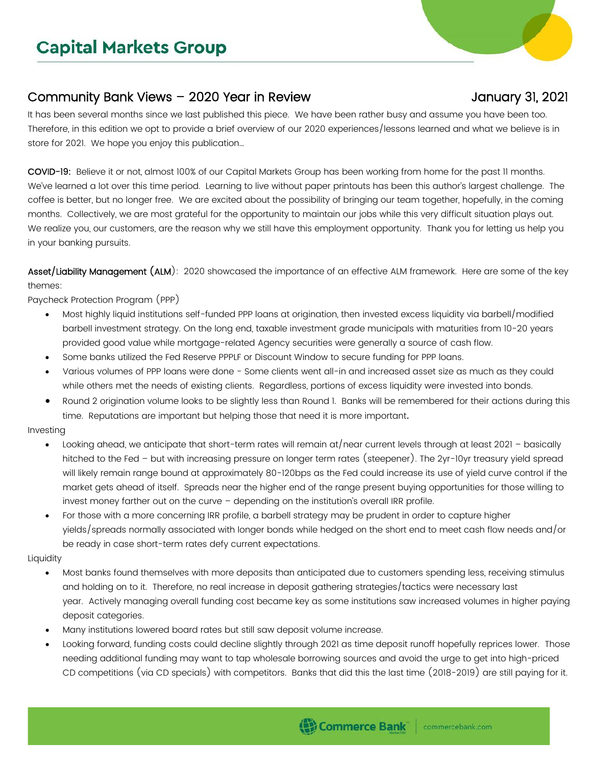# Capital Markets Group

## Community Bank Views – 2020 Year in Review

January 31, 2021

It has been several months since we last published this piece. We have been rather busy and assume you have been too. Therefore, in this edition we opt to provide a brief overview of our 2020 experiences/lessons learned and what we believe is in store for 2021. We hope you enjoy this publication…

**COVID-19:** Believe it or not, almost 100% of our Capital Markets Group has been working from home for the past 11 months. We've learned a lot over this time period. Learning to live without paper printouts has been this author's largest challenge. The coffee is better, but no longer free. We are excited about the possibility of bringing our team together, hopefully, in the coming months. Collectively, we are most grateful for the opportunity to maintain our jobs while this very difficult situation plays out. We realize you, our customers, are the reason why we still have this employment opportunity. Thank you for letting us help you in your banking pursuits.

**Asset/Liability Management (ALM):** 2020 showcased the importance of an effective ALM framework. Here are some of the key themes:

Paycheck Protection Program (PPP)

- Most highly liquid institutions self-funded PPP loans at origination, then invested excess liquidity via barbell/modified barbell investment strategy. On the long end, taxable investment grade municipals with maturities from 10-20 years provided good value while mortgage-related Agency securities were generally a source of cash flow.
- Some banks utilized the Fed Reserve PPPLF or Discount Window to secure funding for PPP loans.
- Various volumes of PPP loans were done - Some clients went all-in and increased asset size as much as they could while others met the needs of existing clients. Regardless, portions of excess liquidity were invested into bonds.
- Round 2 origination volume looks to be slightly less than Round 1. Banks will be remembered for their actions during this time. Reputations are important but helping those that need it is more important.

Investing

- Looking ahead, we anticipate that short-term rates will remain at/near current levels through at least 2021 – basically hitched to the Fed – but with increasing pressure on longer term rates (steepener). The 2yr-10yr treasury yield spread will likely remain range bound at approximately 80-120bps as the Fed could increase its use of yield curve control if the market gets ahead of itself. Spreads near the higher end of the range present buying opportunities for those willing to invest money farther out on the curve – depending on the institution's overall IRR profile.
- For those with a more concerning IRR profile, a barbell strategy may be prudent in order to capture higher yields/spreads normally associated with longer bonds while hedged on the short end to meet cash flow needs and/or be ready in case short-term rates defy current expectations.

Liquidity

- Most banks found themselves with more deposits than anticipated due to customers spending less, receiving stimulus and holding on to it. Therefore, no real increase in deposit gathering strategies/tactics were necessary last year. Actively managing overall funding cost became key as some institutions saw increased volumes in higher paying deposit categories.
- Many institutions lowered board rates but still saw deposit volume increase.
- Looking forward, funding costs could decline slightly through 2021 as time deposit runoff hopefully reprices lower. Those needing additional funding may want to tap wholesale borrowing sources and avoid the urge to get into high-priced CD competitions (via CD specials) with competitors. Banks that did this the last time (2018-2019) are still paying for it.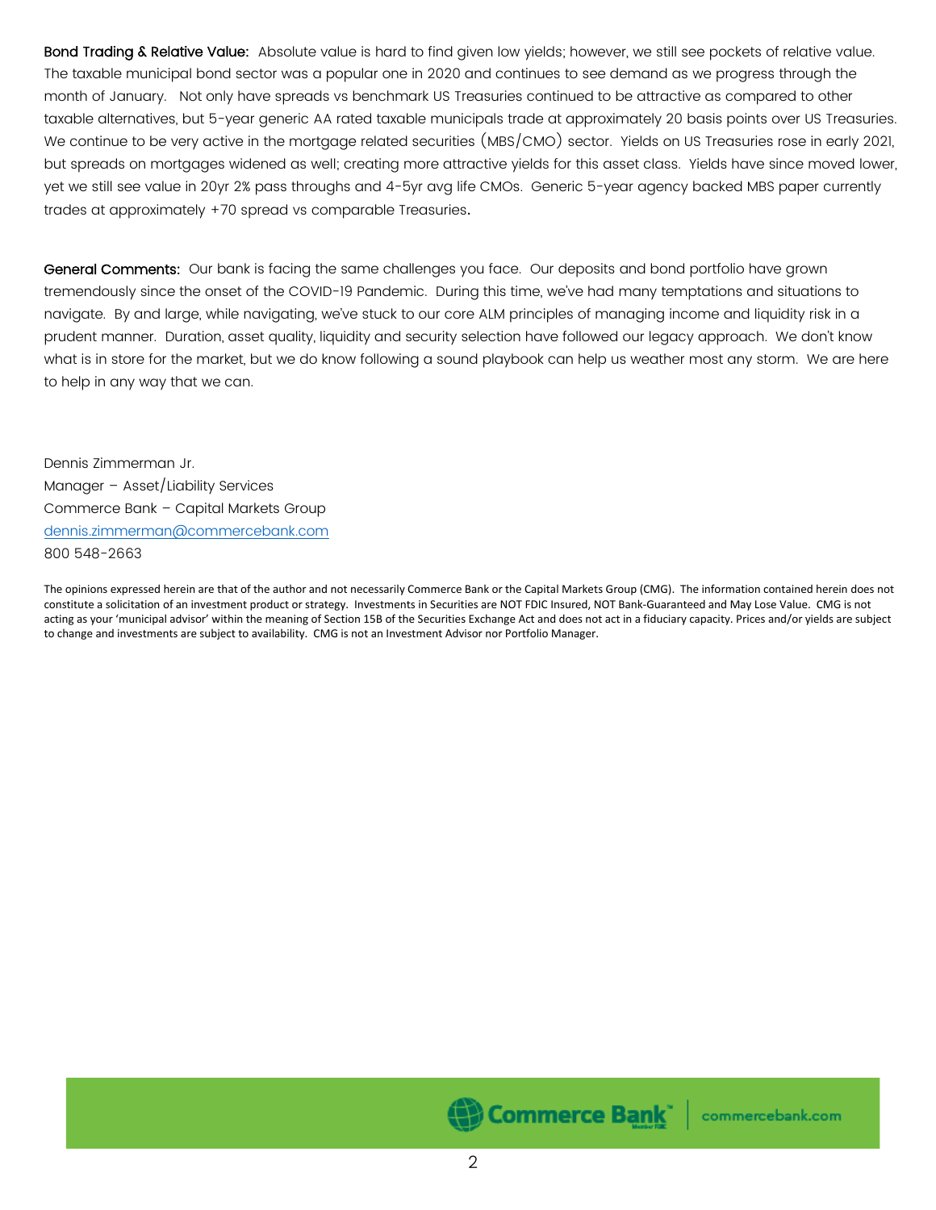**Bond Trading & Relative Value:** Absolute value is hard to find given low yields; however, we still see pockets of relative value. The taxable municipal bond sector was a popular one in 2020 and continues to see demand as we progress through the month of January. Not only have spreads vs benchmark US Treasuries continued to be attractive as compared to other taxable alternatives, but 5-year generic AA rated taxable municipals trade at approximately 20 basis points over US Treasuries. We continue to be very active in the mortgage related securities (MBS/CMO) sector. Yields on US Treasuries rose in early 2021, but spreads on mortgages widened as well; creating more attractive yields for this asset class. Yields have since moved lower, yet we still see value in 20yr 2% pass throughs and 4-5yr avg life CMOs. Generic 5-year agency backed MBS paper currently trades at approximately +70 spread vs comparable Treasuries.

**General Comments:** Our bank is facing the same challenges you face. Our deposits and bond portfolio have grown tremendously since the onset of the COVID-19 Pandemic. During this time, we've had many temptations and situations to navigate. By and large, while navigating, we've stuck to our core ALM principles of managing income and liquidity risk in a prudent manner. Duration, asset quality, liquidity and security selection have followed our legacy approach. We don't know what is in store for the market, but we do know following a sound playbook can help us weather most any storm. We are here to help in any way that we can.

Dennis Zimmerman Jr.
Manager – Asset/Liability Services
Commerce Bank – Capital Markets Group
dennis.zimmerman@commercebank.com
800 548-2663

The opinions expressed herein are that of the author and not necessarily Commerce Bank or the Capital Markets Group (CMG). The information contained herein does not constitute a solicitation of an investment product or strategy. Investments in Securities are NOT FDIC Insured, NOT Bank-Guaranteed and May Lose Value. CMG is not acting as your 'municipal advisor' within the meaning of Section 15B of the Securities Exchange Act and does not act in a fiduciary capacity. Prices and/or yields are subject to change and investments are subject to availability. CMG is not an Investment Advisor nor Portfolio Manager.

Commerce Bank | commercebank.com